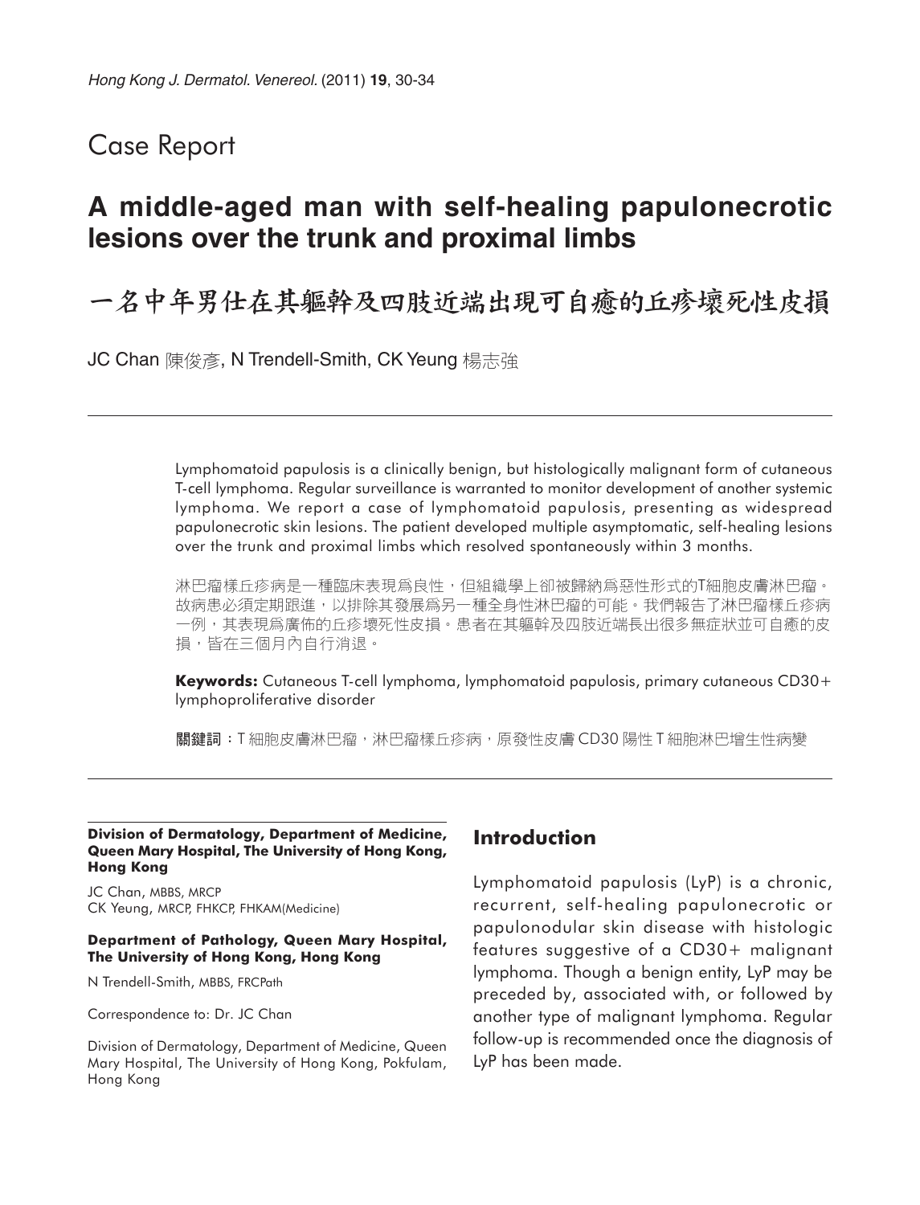Case Report

# A middle-aged man with self-healing papulonecrotic lesions over the trunk and proximal limbs

# 一名中年男仕在其軀幹及四肢近端出現可自癒的丘疹壞死性皮損

JC Chan 陳俊彥, N Trendell-Smith, CK Yeung 楊志強

Lymphomatoid papulosis is a clinically benign, but histologically malignant form of cutaneous T-cell lymphoma. Regular surveillance is warranted to monitor development of another systemic lymphoma. We report a case of lymphomatoid papulosis, presenting as widespread papulonecrotic skin lesions. The patient developed multiple asymptomatic, self-healing lesions over the trunk and proximal limbs which resolved spontaneously within 3 months.

淋巴瘤樣丘疹病是一種臨床表現爲良性，但組織學上卻被歸納爲惡性形式的T細胞皮膚淋巴瘤。故病患必須定期跟進，以排除其發展爲另一種全身性淋巴瘤的可能。我們報告了淋巴瘤樣丘疹病一例，其表現爲廣佈的丘疹壞死性皮損。患者在其軀幹及四肢近端長出很多無症狀並可自癒的皮損，皆在三個月內自行消退。

**Keywords:** Cutaneous T-cell lymphoma, lymphomatoid papulosis, primary cutaneous CD30+ lymphoproliferative disorder

**關鍵詞**：T 細胞皮膚淋巴瘤，淋巴瘤樣丘疹病，原發性皮膚 CD30 陽性 T 細胞淋巴增生性病變

**Division of Dermatology, Department of Medicine, Queen Mary Hospital, The University of Hong Kong, Hong Kong**

JC Chan, MBBS, MRCP
CK Yeung, MRCP, FHKCP, FHKAM(Medicine)

**Department of Pathology, Queen Mary Hospital, The University of Hong Kong, Hong Kong**

N Trendell-Smith, MBBS, FRCPath

Correspondence to: Dr. JC Chan

Division of Dermatology, Department of Medicine, Queen Mary Hospital, The University of Hong Kong, Pokfulam, Hong Kong

## Introduction

Lymphomatoid papulosis (LyP) is a chronic, recurrent, self-healing papulonecrotic or papulonodular skin disease with histologic features suggestive of a CD30+ malignant lymphoma. Though a benign entity, LyP may be preceded by, associated with, or followed by another type of malignant lymphoma. Regular follow-up is recommended once the diagnosis of LyP has been made.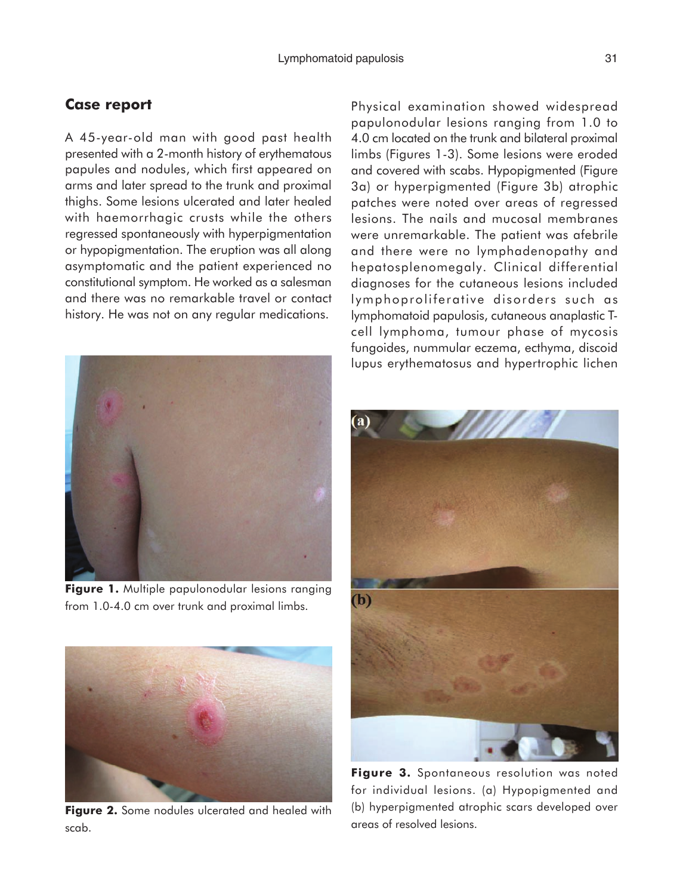## Case report

A 45-year-old man with good past health presented with a 2-month history of erythematous papules and nodules, which first appeared on arms and later spread to the trunk and proximal thighs. Some lesions ulcerated and later healed with haemorrhagic crusts while the others regressed spontaneously with hyperpigmentation or hypopigmentation. The eruption was all along asymptomatic and the patient experienced no constitutional symptom. He worked as a salesman and there was no remarkable travel or contact history. He was not on any regular medications.

Physical examination showed widespread papulonodular lesions ranging from 1.0 to 4.0 cm located on the trunk and bilateral proximal limbs (Figures 1-3). Some lesions were eroded and covered with scabs. Hypopigmented (Figure 3a) or hyperpigmented (Figure 3b) atrophic patches were noted over areas of regressed lesions. The nails and mucosal membranes were unremarkable. The patient was afebrile and there were no lymphadenopathy and hepatosplenomegaly. Clinical differential diagnoses for the cutaneous lesions included lymphoproliferative disorders such as lymphomatoid papulosis, cutaneous anaplastic T-cell lymphoma, tumour phase of mycosis fungoides, nummular eczema, ecthyma, discoid lupus erythematosus and hypertrophic lichen

**Figure 1.** Multiple papulonodular lesions ranging from 1.0-4.0 cm over trunk and proximal limbs.

**Figure 2.** Some nodules ulcerated and healed with scab.

**Figure 3.** Spontaneous resolution was noted for individual lesions. (a) Hypopigmented and (b) hyperpigmented atrophic scars developed over areas of resolved lesions.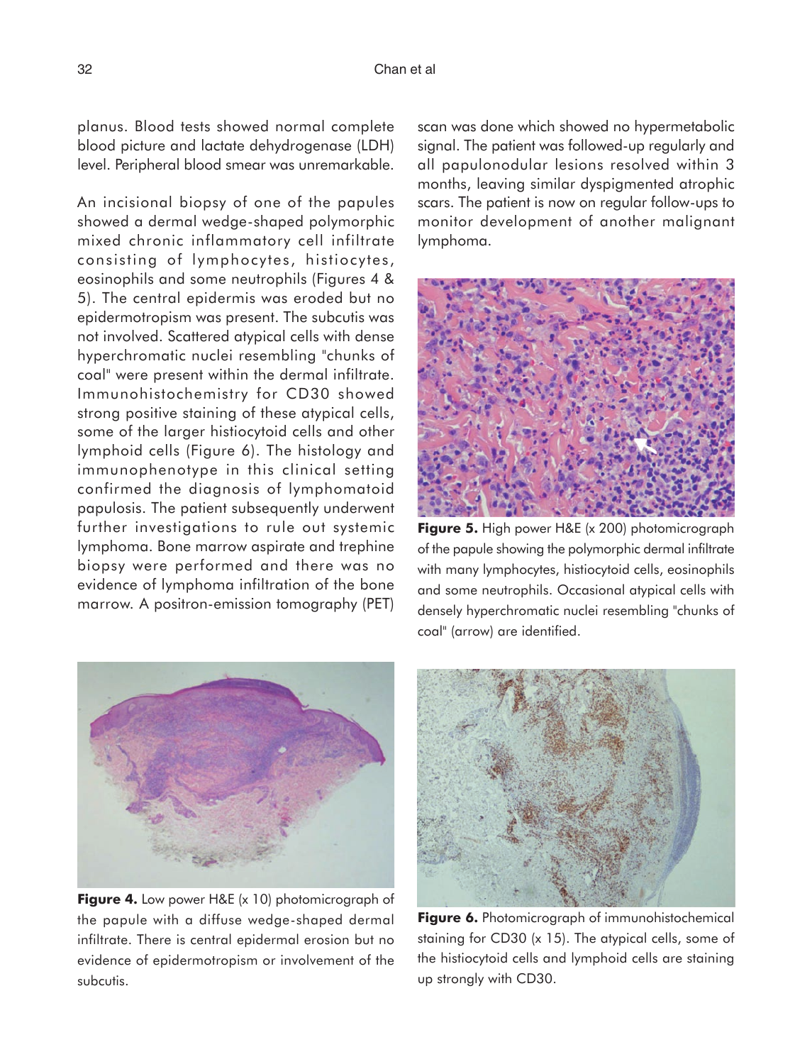planus. Blood tests showed normal complete blood picture and lactate dehydrogenase (LDH) level. Peripheral blood smear was unremarkable.

An incisional biopsy of one of the papules showed a dermal wedge-shaped polymorphic mixed chronic inflammatory cell infiltrate consisting of lymphocytes, histiocytes, eosinophils and some neutrophils (Figures 4 & 5). The central epidermis was eroded but no epidermotropism was present. The subcutis was not involved. Scattered atypical cells with dense hyperchromatic nuclei resembling "chunks of coal" were present within the dermal infiltrate. Immunohistochemistry for CD30 showed strong positive staining of these atypical cells, some of the larger histiocytoid cells and other lymphoid cells (Figure 6). The histology and immunophenotype in this clinical setting confirmed the diagnosis of lymphomatoid papulosis. The patient subsequently underwent further investigations to rule out systemic lymphoma. Bone marrow aspirate and trephine biopsy were performed and there was no evidence of lymphoma infiltration of the bone marrow. A positron-emission tomography (PET) scan was done which showed no hypermetabolic signal. The patient was followed-up regularly and all papulonodular lesions resolved within 3 months, leaving similar dyspigmented atrophic scars. The patient is now on regular follow-ups to monitor development of another malignant lymphoma.

**Figure 5.** High power H&E (x 200) photomicrograph of the papule showing the polymorphic dermal infiltrate with many lymphocytes, histiocytoid cells, eosinophils and some neutrophils. Occasional atypical cells with densely hyperchromatic nuclei resembling "chunks of coal" (arrow) are identified.

**Figure 4.** Low power H&E (x 10) photomicrograph of the papule with a diffuse wedge-shaped dermal infiltrate. There is central epidermal erosion but no evidence of epidermotropism or involvement of the subcutis.

**Figure 6.** Photomicrograph of immunohistochemical staining for CD30 (x 15). The atypical cells, some of the histiocytoid cells and lymphoid cells are staining up strongly with CD30.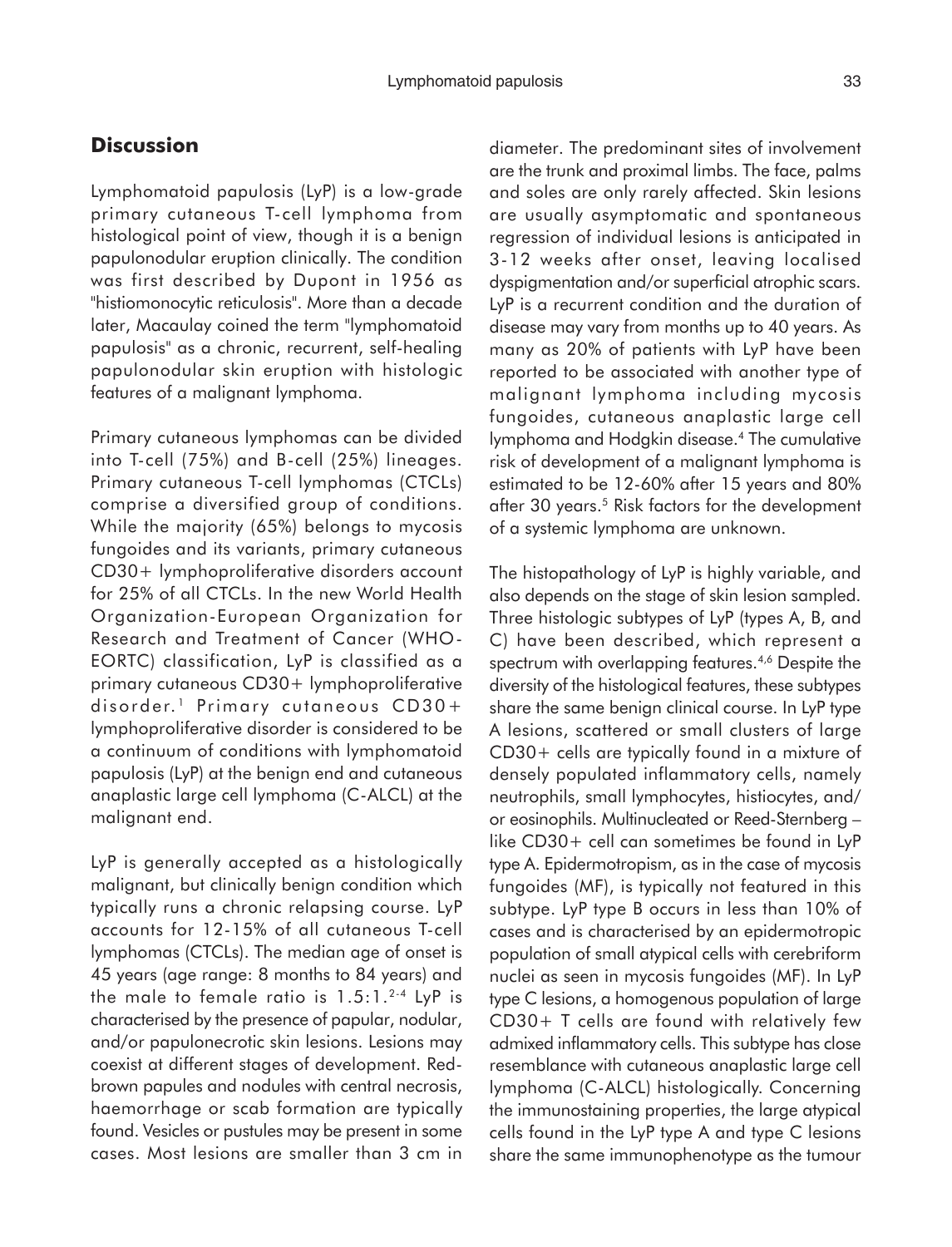## Discussion

Lymphomatoid papulosis (LyP) is a low-grade primary cutaneous T-cell lymphoma from histological point of view, though it is a benign papulonodular eruption clinically. The condition was first described by Dupont in 1956 as "histiomonocytic reticulosis". More than a decade later, Macaulay coined the term "lymphomatoid papulosis" as a chronic, recurrent, self-healing papulonodular skin eruption with histologic features of a malignant lymphoma.

Primary cutaneous lymphomas can be divided into T-cell (75%) and B-cell (25%) lineages. Primary cutaneous T-cell lymphomas (CTCLs) comprise a diversified group of conditions. While the majority (65%) belongs to mycosis fungoides and its variants, primary cutaneous CD30+ lymphoproliferative disorders account for 25% of all CTCLs. In the new World Health Organization-European Organization for Research and Treatment of Cancer (WHO-EORTC) classification, LyP is classified as a primary cutaneous CD30+ lymphoproliferative disorder.[1] Primary cutaneous CD30+ lymphoproliferative disorder is considered to be a continuum of conditions with lymphomatoid papulosis (LyP) at the benign end and cutaneous anaplastic large cell lymphoma (C-ALCL) at the malignant end.

LyP is generally accepted as a histologically malignant, but clinically benign condition which typically runs a chronic relapsing course. LyP accounts for 12-15% of all cutaneous T-cell lymphomas (CTCLs). The median age of onset is 45 years (age range: 8 months to 84 years) and the male to female ratio is 1.5:1.[2-4] LyP is characterised by the presence of papular, nodular, and/or papulonecrotic skin lesions. Lesions may coexist at different stages of development. Red-brown papules and nodules with central necrosis, haemorrhage or scab formation are typically found. Vesicles or pustules may be present in some cases. Most lesions are smaller than 3 cm in diameter. The predominant sites of involvement are the trunk and proximal limbs. The face, palms and soles are only rarely affected. Skin lesions are usually asymptomatic and spontaneous regression of individual lesions is anticipated in 3-12 weeks after onset, leaving localised dyspigmentation and/or superficial atrophic scars. LyP is a recurrent condition and the duration of disease may vary from months up to 40 years. As many as 20% of patients with LyP have been reported to be associated with another type of malignant lymphoma including mycosis fungoides, cutaneous anaplastic large cell lymphoma and Hodgkin disease.[4] The cumulative risk of development of a malignant lymphoma is estimated to be 12-60% after 15 years and 80% after 30 years.[5] Risk factors for the development of a systemic lymphoma are unknown.

The histopathology of LyP is highly variable, and also depends on the stage of skin lesion sampled. Three histologic subtypes of LyP (types A, B, and C) have been described, which represent a spectrum with overlapping features.[4,6] Despite the diversity of the histological features, these subtypes share the same benign clinical course. In LyP type A lesions, scattered or small clusters of large CD30+ cells are typically found in a mixture of densely populated inflammatory cells, namely neutrophils, small lymphocytes, histiocytes, and/or eosinophils. Multinucleated or Reed-Sternberg – like CD30+ cell can sometimes be found in LyP type A. Epidermotropism, as in the case of mycosis fungoides (MF), is typically not featured in this subtype. LyP type B occurs in less than 10% of cases and is characterised by an epidermotropic population of small atypical cells with cerebriform nuclei as seen in mycosis fungoides (MF). In LyP type C lesions, a homogenous population of large CD30+ T cells are found with relatively few admixed inflammatory cells. This subtype has close resemblance with cutaneous anaplastic large cell lymphoma (C-ALCL) histologically. Concerning the immunostaining properties, the large atypical cells found in the LyP type A and type C lesions share the same immunophenotype as the tumour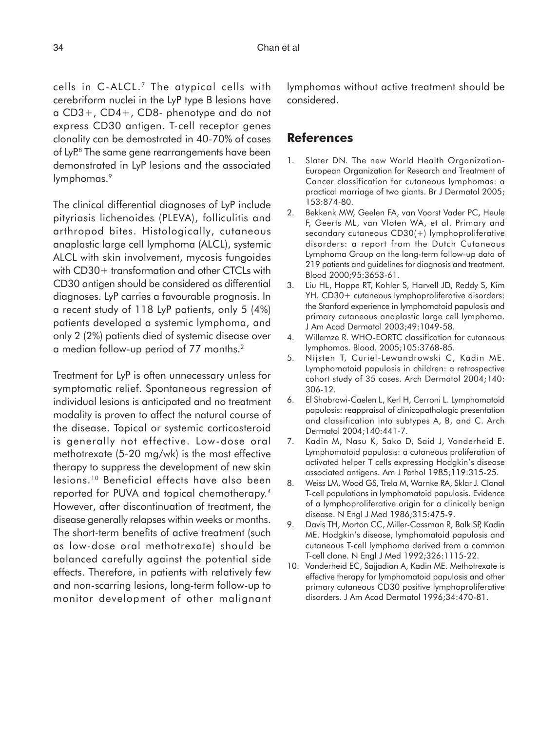cells in C-ALCL.[7] The atypical cells with cerebriform nuclei in the LyP type B lesions have a CD3+, CD4+, CD8- phenotype and do not express CD30 antigen. T-cell receptor genes clonality can be demostrated in 40-70% of cases of LyP.[8] The same gene rearrangements have been demonstrated in LyP lesions and the associated lymphomas.[9]

The clinical differential diagnoses of LyP include pityriasis lichenoides (PLEVA), folliculitis and arthropod bites. Histologically, cutaneous anaplastic large cell lymphoma (ALCL), systemic ALCL with skin involvement, mycosis fungoides with CD30+ transformation and other CTCLs with CD30 antigen should be considered as differential diagnoses. LyP carries a favourable prognosis. In a recent study of 118 LyP patients, only 5 (4%) patients developed a systemic lymphoma, and only 2 (2%) patients died of systemic disease over a median follow-up period of 77 months.[2]

Treatment for LyP is often unnecessary unless for symptomatic relief. Spontaneous regression of individual lesions is anticipated and no treatment modality is proven to affect the natural course of the disease. Topical or systemic corticosteroid is generally not effective. Low-dose oral methotrexate (5-20 mg/wk) is the most effective therapy to suppress the development of new skin lesions.[10] Beneficial effects have also been reported for PUVA and topical chemotherapy.[4] However, after discontinuation of treatment, the disease generally relapses within weeks or months. The short-term benefits of active treatment (such as low-dose oral methotrexate) should be balanced carefully against the potential side effects. Therefore, in patients with relatively few and non-scarring lesions, long-term follow-up to monitor development of other malignant lymphomas without active treatment should be considered.

## References

1. Slater DN. The new World Health Organization-European Organization for Research and Treatment of Cancer classification for cutaneous lymphomas: a practical marriage of two giants. Br J Dermatol 2005; 153:874-80.
2. Bekkenk MW, Geelen FA, van Voorst Vader PC, Heule F, Geerts ML, van Vloten WA, et al. Primary and secondary cutaneous CD30(+) lymphoproliferative disorders: a report from the Dutch Cutaneous Lymphoma Group on the long-term follow-up data of 219 patients and guidelines for diagnosis and treatment. Blood 2000;95:3653-61.
3. Liu HL, Hoppe RT, Kohler S, Harvell JD, Reddy S, Kim YH. CD30+ cutaneous lymphoproliferative disorders: the Stanford experience in lymphomatoid papulosis and primary cutaneous anaplastic large cell lymphoma. J Am Acad Dermatol 2003;49:1049-58.
4. Willemze R. WHO-EORTC classification for cutaneous lymphomas. Blood. 2005;105:3768-85.
5. Nijsten T, Curiel-Lewandrowski C, Kadin ME. Lymphomatoid papulosis in children: a retrospective cohort study of 35 cases. Arch Dermatol 2004;140: 306-12.
6. El Shabrawi-Caelen L, Kerl H, Cerroni L. Lymphomatoid papulosis: reappraisal of clinicopathologic presentation and classification into subtypes A, B, and C. Arch Dermatol 2004;140:441-7.
7. Kadin M, Nasu K, Sako D, Said J, Vonderheid E. Lymphomatoid papulosis: a cutaneous proliferation of activated helper T cells expressing Hodgkin's disease associated antigens. Am J Pathol 1985;119:315-25.
8. Weiss LM, Wood GS, Trela M, Warnke RA, Sklar J. Clonal T-cell populations in lymphomatoid papulosis. Evidence of a lymphoproliferative origin for a clinically benign disease. N Engl J Med 1986;315:475-9.
9. Davis TH, Morton CC, Miller-Cassman R, Balk SP, Kadin ME. Hodgkin's disease, lymphomatoid papulosis and cutaneous T-cell lymphoma derived from a common T-cell clone. N Engl J Med 1992;326:1115-22.
10. Vonderheid EC, Sajjadian A, Kadin ME. Methotrexate is effective therapy for lymphomatoid papulosis and other primary cutaneous CD30 positive lymphoproliferative disorders. J Am Acad Dermatol 1996;34:470-81.